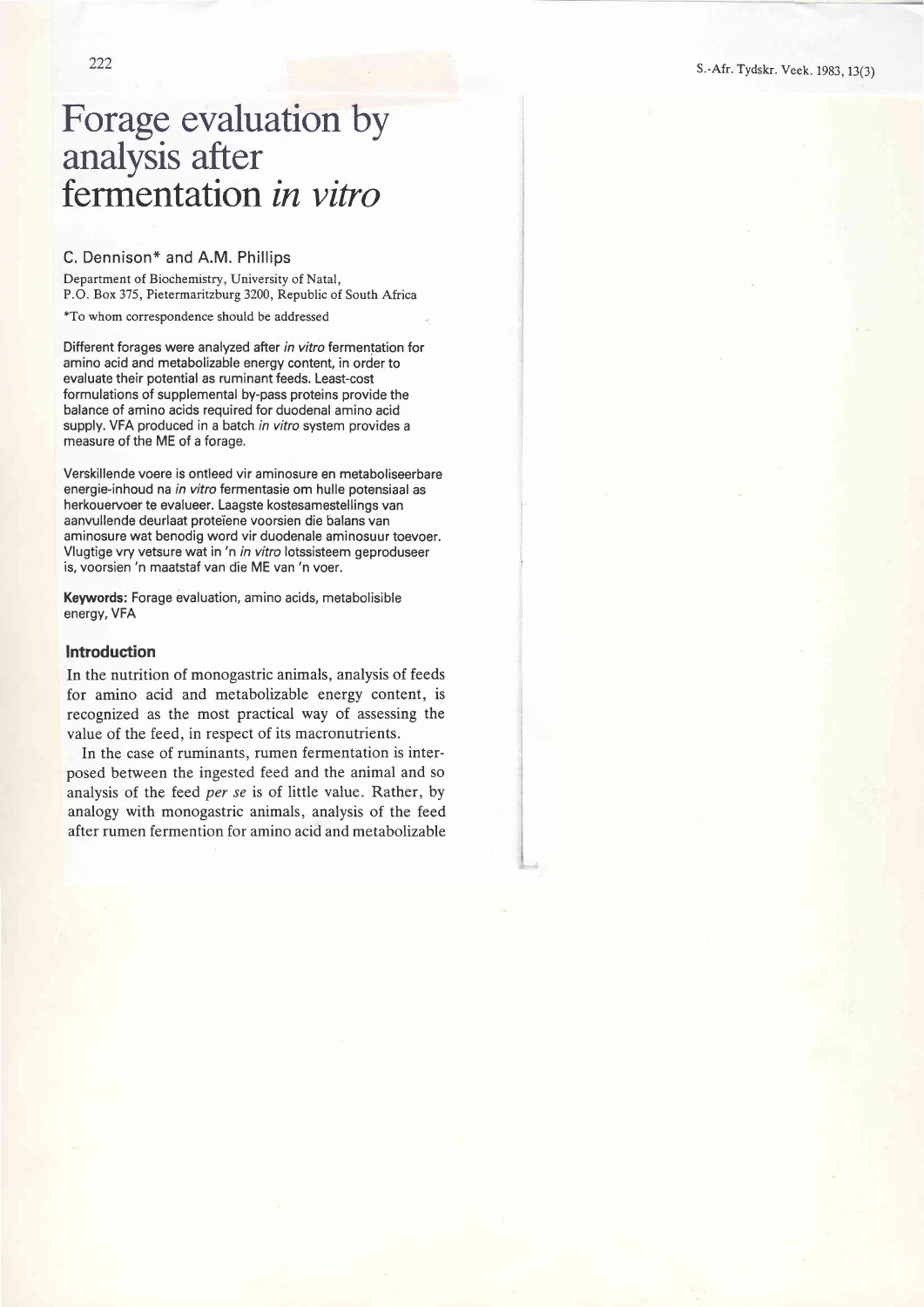# Forage evaluation by analysis after fermentation *in vitro*

C. Dennison* and A.M. Phillips

Department of Biochemistry, University of Natal, P.O. Box 375, Pietermaritzburg 3200, Republic of South Africa

*To whom correspondence should be addressed

**Different forages were analyzed after *in vitro* fermentation for amino acid and metabolizable energy content, in order to evaluate their potential as ruminant feeds. Least-cost formulations of supplemental by-pass proteins provide the balance of amino acids required for duodenal amino acid supply. VFA produced in a batch *in vitro* system provides a measure of the ME of a forage.**

**Verskillende voere is ontleed vir aminosure en metaboliseerbare energie-inhoud na *in vitro* fermentasie om hulle potensiaal as herkouervoer te evalueer. Laagste kostesamestellings van aanvullende deurlaat proteïene voorsien die balans van aminosure wat benodig word vir duodenale aminosuur toevoer. Vlugtige vry vetsure wat in 'n *in vitro* lotssisteem geproduseer is, voorsien 'n maatstaf van die ME van 'n voer.**

**Keywords:** Forage evaluation, amino acids, metabolisible energy, VFA

## Introduction

In the nutrition of monogastric animals, analysis of feeds for amino acid and metabolizable energy content, is recognized as the most practical way of assessing the value of the feed, in respect of its macronutrients.

In the case of ruminants, rumen fermentation is interposed between the ingested feed and the animal and so analysis of the feed *per se* is of little value. Rather, by analogy with monogastric animals, analysis of the feed after rumen fermention for amino acid and metabolizable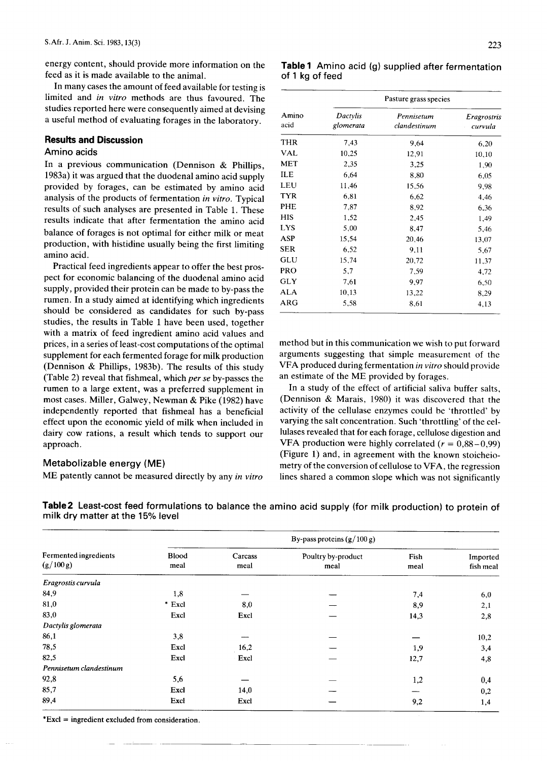energy content, should provide more information on the feed as it is made available to the animal.

In many cases the amount of feed available for testing is limited and *in vitro* methods are thus favoured. The studies reported here were consequently aimed at devising a useful method of evaluating forages in the laboratory.

## Results and Discussion

### Amino acids

In a previous communication (Dennison & Phillips, 1983a) it was argued that the duodenal amino acid supply provided by forages, can be estimated by amino acid analysis of the products of fermentation *in vitro*. Typical results of such analyses are presented in Table 1. These results indicate that after fermentation the amino acid balance of forages is not optimal for either milk or meat production, with histidine usually being the first limiting amino acid.

Practical feed ingredients appear to offer the best prospect for economic balancing of the duodenal amino acid supply, provided their protein can be made to by-pass the rumen. In a study aimed at identifying which ingredients should be considered as candidates for such by-pass studies, the results in Table 1 have been used, together with a matrix of feed ingredient amino acid values and prices, in a series of least-cost computations of the optimal supplement for each fermented forage for milk production (Dennison & Phillips, 1983b). The results of this study (Table 2) reveal that fishmeal, which *per se* by-passes the rumen to a large extent, was a preferred supplement in most cases. Miller, Galwey, Newman & Pike (1982) have independently reported that fishmeal has a beneficial effect upon the economic yield of milk when included in dairy cow rations, a result which tends to support our approach.

**Table 1** Amino acid (g) supplied after fermentation of 1 kg of feed

| Amino acid | Pasture grass species | | |
|---|---|---|---|
| | *Dactylis glomerata* | *Pennisetum clandestinum* | *Eragrostris curvula* |
| THR | 7,43 | 9,64 | 6,20 |
| VAL | 10,25 | 12,91 | 10,10 |
| MET | 2,35 | 3,25 | 1,90 |
| ILE | 6,64 | 8,80 | 6,05 |
| LEU | 11,46 | 15,56 | 9,98 |
| TYR | 6,81 | 6,62 | 4,46 |
| PHE | 7,87 | 8,92 | 6,36 |
| HIS | 1,52 | 2,45 | 1,49 |
| LYS | 5,00 | 8,47 | 5,46 |
| ASP | 15,54 | 20,46 | 13,07 |
| SER | 6,52 | 9,11 | 5,67 |
| GLU | 15,74 | 20,72 | 11,37 |
| PRO | 5,7 | 7,59 | 4,72 |
| GLY | 7,61 | 9,97 | 6,50 |
| ALA | 10,13 | 13,22 | 8,29 |
| ARG | 5,58 | 8,61 | 4,13 |

### Metabolizable energy (ME)

ME patently cannot be measured directly by any *in vitro* method but in this communication we wish to put forward arguments suggesting that simple measurement of the VFA produced during fermentation *in vitro* should provide an estimate of the ME provided by forages.

In a study of the effect of artificial saliva buffer salts, (Dennison & Marais, 1980) it was discovered that the activity of the cellulase enzymes could be 'throttled' by varying the salt concentration. Such 'throttling' of the cellulases revealed that for each forage, cellulose digestion and VFA production were highly correlated ($r = 0,88-0,99$) (Figure 1) and, in agreement with the known stoicheiometry of the conversion of cellulose to VFA, the regression lines shared a common slope which was not significantly

**Table 2** Least-cost feed formulations to balance the amino acid supply (for milk production) to protein of milk dry matter at the 15% level

| Fermented ingredients (g/100 g) | By-pass proteins (g/100 g) | | | | |
|---|---|---|---|---|---|
| | Blood meal | Carcass meal | Poultry by-product meal | Fish meal | Imported fish meal |
| *Eragrostis curvula* | | | | | |
| 84,9 | 1,8 | — | — | 7,4 | 6,0 |
| 81,0 | * Excl | 8,0 | — | 8,9 | 2,1 |
| 83,0 | Excl | Excl | — | 14,3 | 2,8 |
| *Dactylis glomerata* | | | | | |
| 86,1 | 3,8 | — | — | — | 10,2 |
| 78,5 | Excl | 16,2 | — | 1,9 | 3,4 |
| 82,5 | Excl | Excl | — | 12,7 | 4,8 |
| *Pennisetum clandestinum* | | | | | |
| 92,8 | 5,6 | — | — | 1,2 | 0,4 |
| 85,7 | Excl | 14,0 | — | — | 0,2 |
| 89,4 | Excl | Excl | — | 9,2 | 1,4 |

*Excl = ingredient excluded from consideration.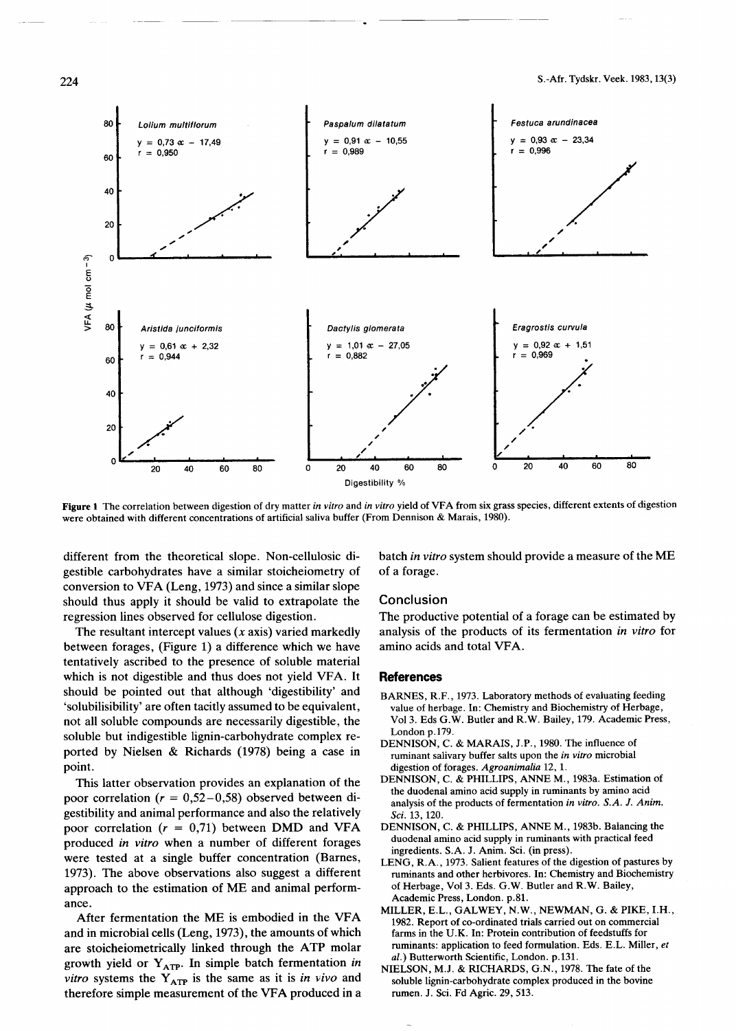VFA (μ mol cm⁻³)

Lolium multiflorum

y = 0,73 x − 17,49
r = 0,950

Paspalum dilatatum

y = 0,91 x − 10,55
r = 0,989

Festuca arundinacea

y = 0,93 x − 23,34
r = 0,996

Aristida junciformis

y = 0,61 x + 2,32
r = 0,944

Dactylis glomerata

y = 1,01 x − 27,05
r = 0,882

Eragrostis curvula

y = 0,92 x + 1,51
r = 0,969

0 20 40 60 80

Digestibility %

**Figure 1** The correlation between digestion of dry matter *in vitro* and *in vitro* yield of VFA from six grass species, different extents of digestion were obtained with different concentrations of artificial saliva buffer (From Dennison & Marais, 1980).

different from the theoretical slope. Non-cellulosic digestible carbohydrates have a similar stoicheiometry of conversion to VFA (Leng, 1973) and since a similar slope should thus apply it should be valid to extrapolate the regression lines observed for cellulose digestion.

The resultant intercept values (*x* axis) varied markedly between forages, (Figure 1) a difference which we have tentatively ascribed to the presence of soluble material which is not digestible and thus does not yield VFA. It should be pointed out that although 'digestibility' and 'solubilisibility' are often tacitly assumed to be equivalent, not all soluble compounds are necessarily digestible, the soluble but indigestible lignin-carbohydrate complex reported by Nielsen & Richards (1978) being a case in point.

This latter observation provides an explanation of the poor correlation ($r$ = 0,52–0,58) observed between digestibility and animal performance and also the relatively poor correlation ($r$ = 0,71) between DMD and VFA produced *in vitro* when a number of different forages were tested at a single buffer concentration (Barnes, 1973). The above observations also suggest a different approach to the estimation of ME and animal performance.

After fermentation the ME is embodied in the VFA and in microbial cells (Leng, 1973), the amounts of which are stoicheiometrically linked through the ATP molar growth yield or $Y_{ATP}$. In simple batch fermentation *in vitro* systems the $Y_{ATP}$ is the same as it is *in vivo* and therefore simple measurement of the VFA produced in a batch *in vitro* system should provide a measure of the ME of a forage.

## Conclusion

The productive potential of a forage can be estimated by analysis of the products of its fermentation *in vitro* for amino acids and total VFA.

## References

BARNES, R.F., 1973. Laboratory methods of evaluating feeding value of herbage. In: Chemistry and Biochemistry of Herbage, Vol 3. Eds G.W. Butler and R.W. Bailey, 179. Academic Press, London p.179.

DENNISON, C. & MARAIS, J.P., 1980. The influence of ruminant salivary buffer salts upon the *in vitro* microbial digestion of forages. *Agroanimalia* 12, 1.

DENNISON, C. & PHILLIPS, ANNE M., 1983a. Estimation of the duodenal amino acid supply in ruminants by amino acid analysis of the products of fermentation *in vitro*. *S.A. J. Anim. Sci.* 13, 120.

DENNISON, C. & PHILLIPS, ANNE M., 1983b. Balancing the duodenal amino acid supply in ruminants with practical feed ingredients. S.A. J. Anim. Sci. (in press).

LENG, R.A., 1973. Salient features of the digestion of pastures by ruminants and other herbivores. In: Chemistry and Biochemistry of Herbage, Vol 3. Eds. G.W. Butler and R.W. Bailey, Academic Press, London. p.81.

MILLER, E.L., GALWEY, N.W., NEWMAN, G. & PIKE, I.H., 1982. Report of co-ordinated trials carried out on commercial farms in the U.K. In: Protein contribution of feedstuffs for ruminants: application to feed formulation. Eds. E.L. Miller, *et al*.) Butterworth Scientific, London. p.131.

NIELSON, M.J. & RICHARDS, G.N., 1978. The fate of the soluble lignin-carbohydrate complex produced in the bovine rumen. J. Sci. Fd Agric. 29, 513.